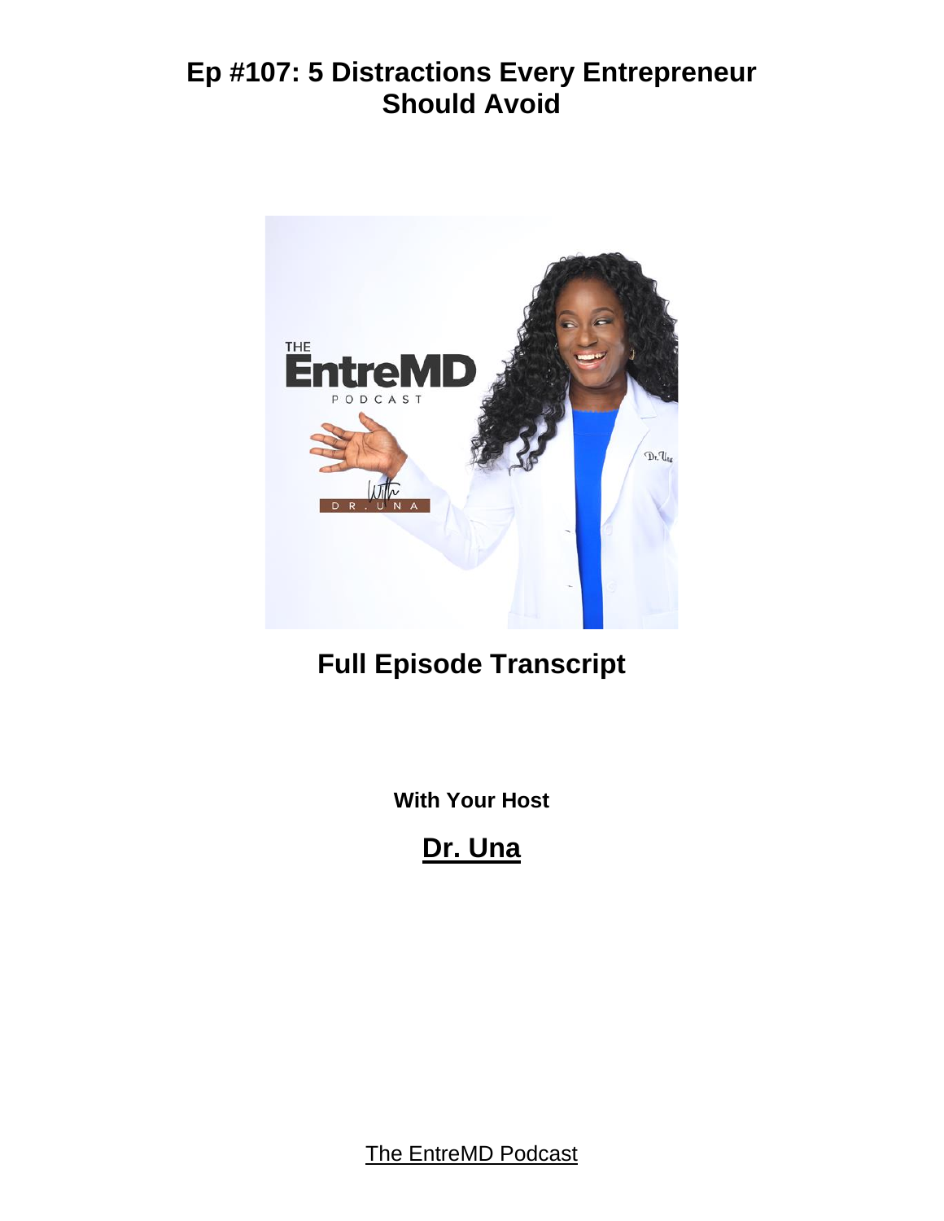# Ep #107: 5 Distractions Every Entrepreneur Should Avoid

## Full Episode Transcript

**With Your Host**

## Dr. Una

The EntreMD Podcast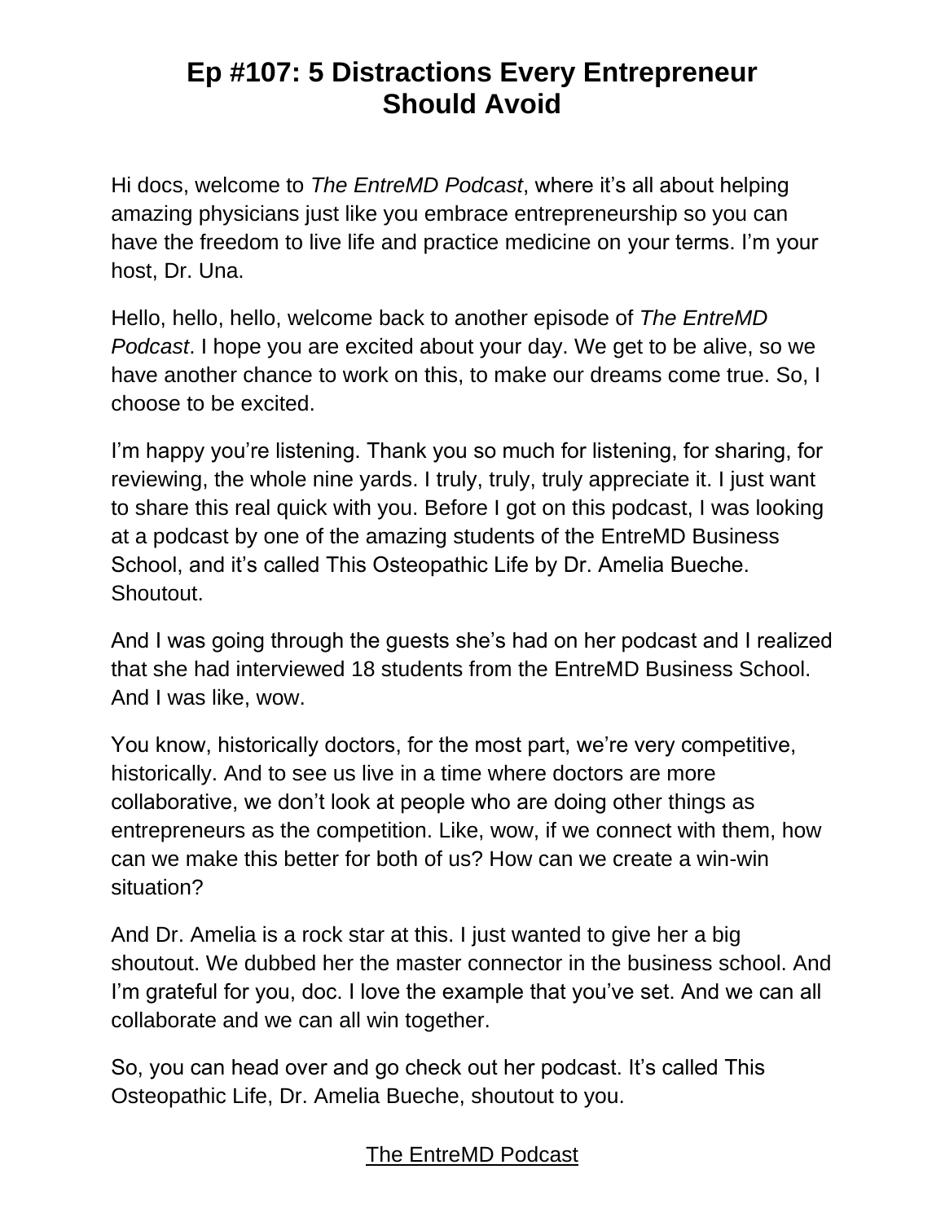# Ep #107: 5 Distractions Every Entrepreneur Should Avoid

Hi docs, welcome to *The EntreMD Podcast*, where it's all about helping amazing physicians just like you embrace entrepreneurship so you can have the freedom to live life and practice medicine on your terms. I'm your host, Dr. Una.

Hello, hello, hello, welcome back to another episode of *The EntreMD Podcast*. I hope you are excited about your day. We get to be alive, so we have another chance to work on this, to make our dreams come true. So, I choose to be excited.

I'm happy you're listening. Thank you so much for listening, for sharing, for reviewing, the whole nine yards. I truly, truly, truly appreciate it. I just want to share this real quick with you. Before I got on this podcast, I was looking at a podcast by one of the amazing students of the EntreMD Business School, and it's called This Osteopathic Life by Dr. Amelia Bueche. Shoutout.

And I was going through the guests she's had on her podcast and I realized that she had interviewed 18 students from the EntreMD Business School. And I was like, wow.

You know, historically doctors, for the most part, we're very competitive, historically. And to see us live in a time where doctors are more collaborative, we don't look at people who are doing other things as entrepreneurs as the competition. Like, wow, if we connect with them, how can we make this better for both of us? How can we create a win-win situation?

And Dr. Amelia is a rock star at this. I just wanted to give her a big shoutout. We dubbed her the master connector in the business school. And I'm grateful for you, doc. I love the example that you've set. And we can all collaborate and we can all win together.

So, you can head over and go check out her podcast. It's called This Osteopathic Life, Dr. Amelia Bueche, shoutout to you.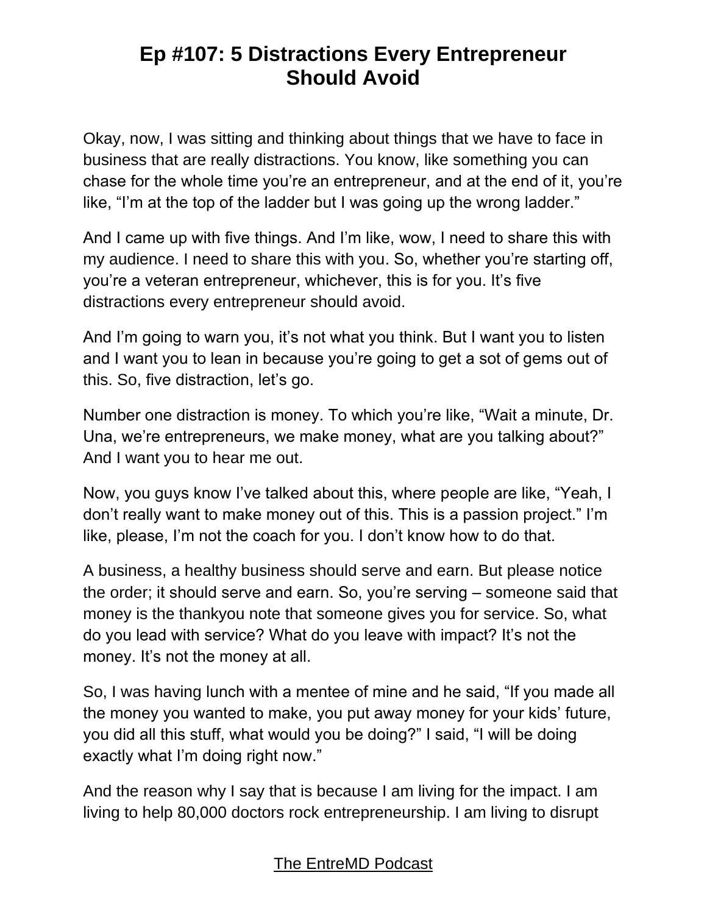# Ep #107: 5 Distractions Every Entrepreneur Should Avoid

Okay, now, I was sitting and thinking about things that we have to face in business that are really distractions. You know, like something you can chase for the whole time you're an entrepreneur, and at the end of it, you're like, "I'm at the top of the ladder but I was going up the wrong ladder."

And I came up with five things. And I'm like, wow, I need to share this with my audience. I need to share this with you. So, whether you're starting off, you're a veteran entrepreneur, whichever, this is for you. It's five distractions every entrepreneur should avoid.

And I'm going to warn you, it's not what you think. But I want you to listen and I want you to lean in because you're going to get a sot of gems out of this. So, five distraction, let's go.

Number one distraction is money. To which you're like, "Wait a minute, Dr. Una, we're entrepreneurs, we make money, what are you talking about?" And I want you to hear me out.

Now, you guys know I've talked about this, where people are like, "Yeah, I don't really want to make money out of this. This is a passion project." I'm like, please, I'm not the coach for you. I don't know how to do that.

A business, a healthy business should serve and earn. But please notice the order; it should serve and earn. So, you're serving – someone said that money is the thankyou note that someone gives you for service. So, what do you lead with service? What do you leave with impact? It's not the money. It's not the money at all.

So, I was having lunch with a mentee of mine and he said, "If you made all the money you wanted to make, you put away money for your kids' future, you did all this stuff, what would you be doing?" I said, "I will be doing exactly what I'm doing right now."

And the reason why I say that is because I am living for the impact. I am living to help 80,000 doctors rock entrepreneurship. I am living to disrupt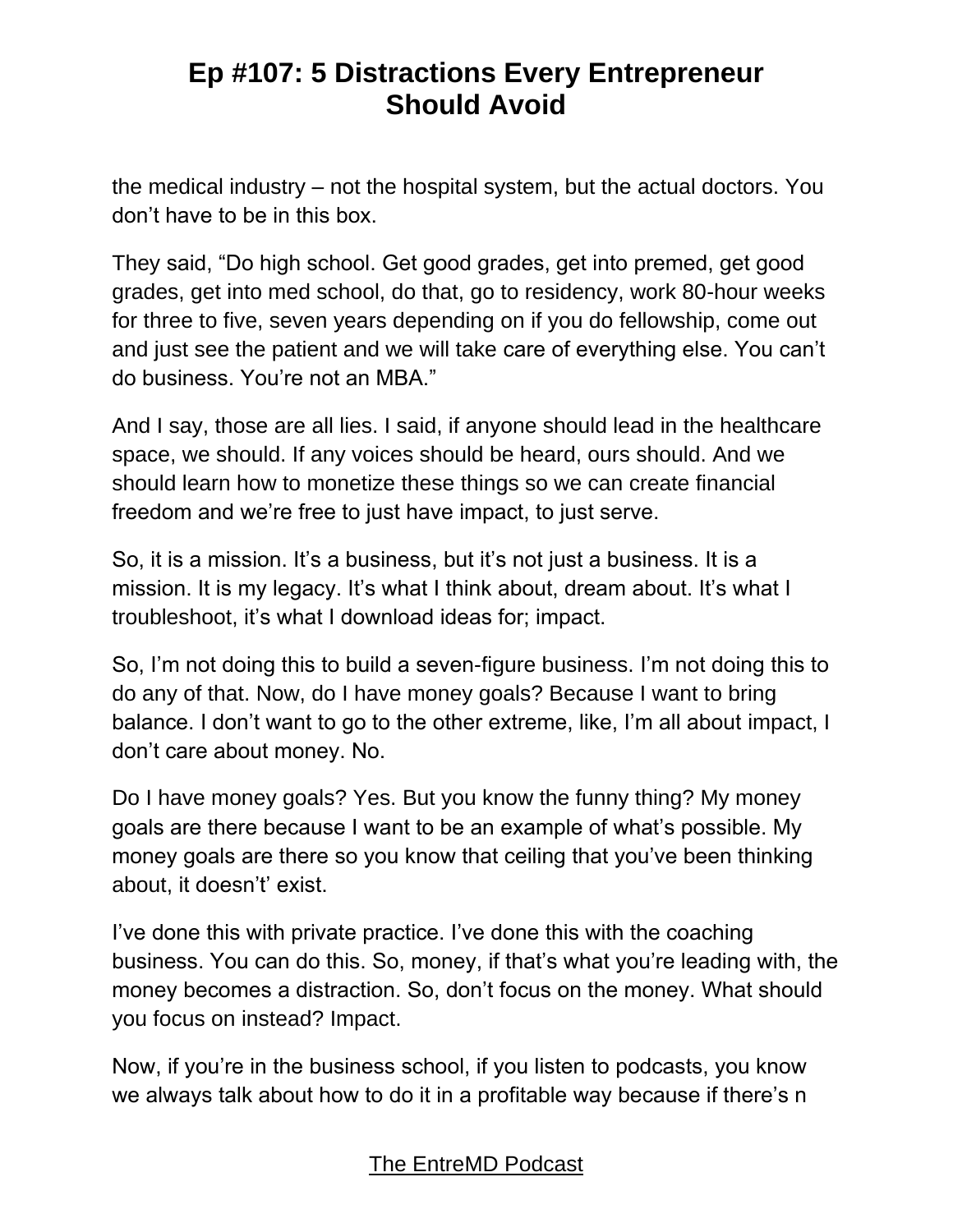the medical industry – not the hospital system, but the actual doctors. You don't have to be in this box.

They said, "Do high school. Get good grades, get into premed, get good grades, get into med school, do that, go to residency, work 80-hour weeks for three to five, seven years depending on if you do fellowship, come out and just see the patient and we will take care of everything else. You can't do business. You're not an MBA."

And I say, those are all lies. I said, if anyone should lead in the healthcare space, we should. If any voices should be heard, ours should. And we should learn how to monetize these things so we can create financial freedom and we're free to just have impact, to just serve.

So, it is a mission. It's a business, but it's not just a business. It is a mission. It is my legacy. It's what I think about, dream about. It's what I troubleshoot, it's what I download ideas for; impact.

So, I'm not doing this to build a seven-figure business. I'm not doing this to do any of that. Now, do I have money goals? Because I want to bring balance. I don't want to go to the other extreme, like, I'm all about impact, I don't care about money. No.

Do I have money goals? Yes. But you know the funny thing? My money goals are there because I want to be an example of what's possible. My money goals are there so you know that ceiling that you've been thinking about, it doesn't' exist.

I've done this with private practice. I've done this with the coaching business. You can do this. So, money, if that's what you're leading with, the money becomes a distraction. So, don't focus on the money. What should you focus on instead? Impact.

Now, if you're in the business school, if you listen to podcasts, you know we always talk about how to do it in a profitable way because if there's n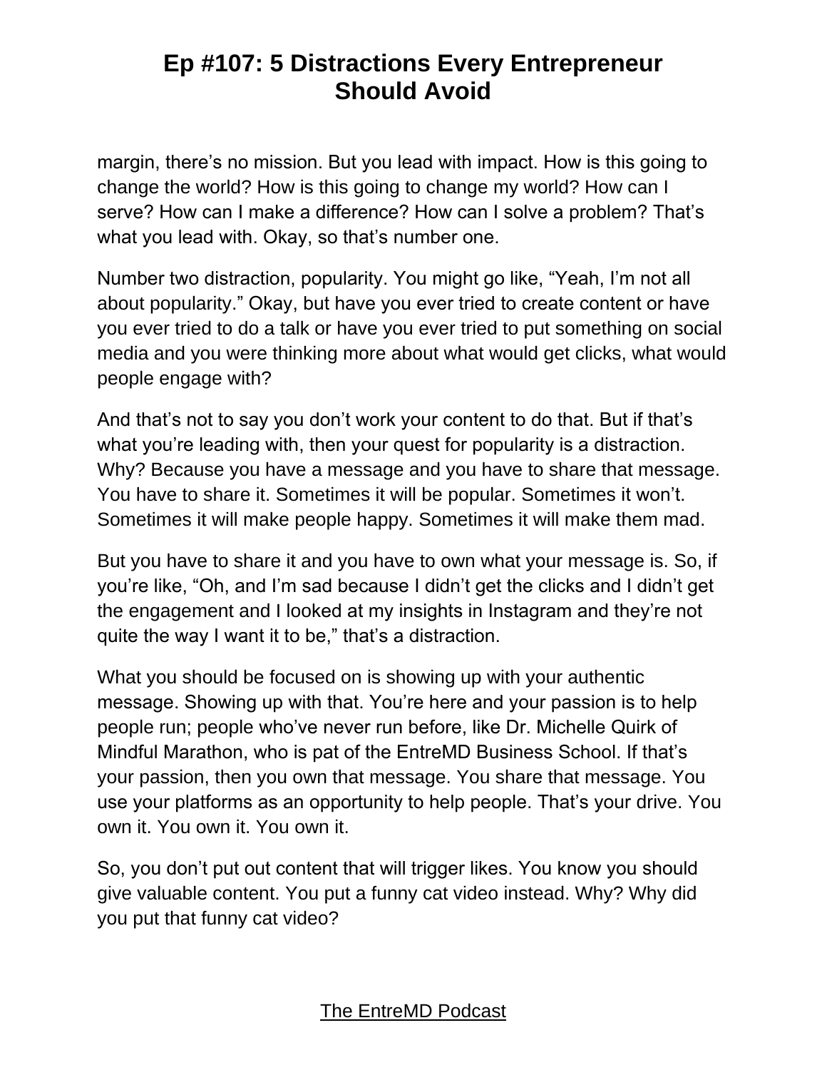margin, there's no mission. But you lead with impact. How is this going to change the world? How is this going to change my world? How can I serve? How can I make a difference? How can I solve a problem? That's what you lead with. Okay, so that's number one.

Number two distraction, popularity. You might go like, "Yeah, I'm not all about popularity." Okay, but have you ever tried to create content or have you ever tried to do a talk or have you ever tried to put something on social media and you were thinking more about what would get clicks, what would people engage with?

And that's not to say you don't work your content to do that. But if that's what you're leading with, then your quest for popularity is a distraction. Why? Because you have a message and you have to share that message. You have to share it. Sometimes it will be popular. Sometimes it won't. Sometimes it will make people happy. Sometimes it will make them mad.

But you have to share it and you have to own what your message is. So, if you're like, "Oh, and I'm sad because I didn't get the clicks and I didn't get the engagement and I looked at my insights in Instagram and they're not quite the way I want it to be," that's a distraction.

What you should be focused on is showing up with your authentic message. Showing up with that. You're here and your passion is to help people run; people who've never run before, like Dr. Michelle Quirk of Mindful Marathon, who is pat of the EntreMD Business School. If that's your passion, then you own that message. You share that message. You use your platforms as an opportunity to help people. That's your drive. You own it. You own it. You own it.

So, you don't put out content that will trigger likes. You know you should give valuable content. You put a funny cat video instead. Why? Why did you put that funny cat video?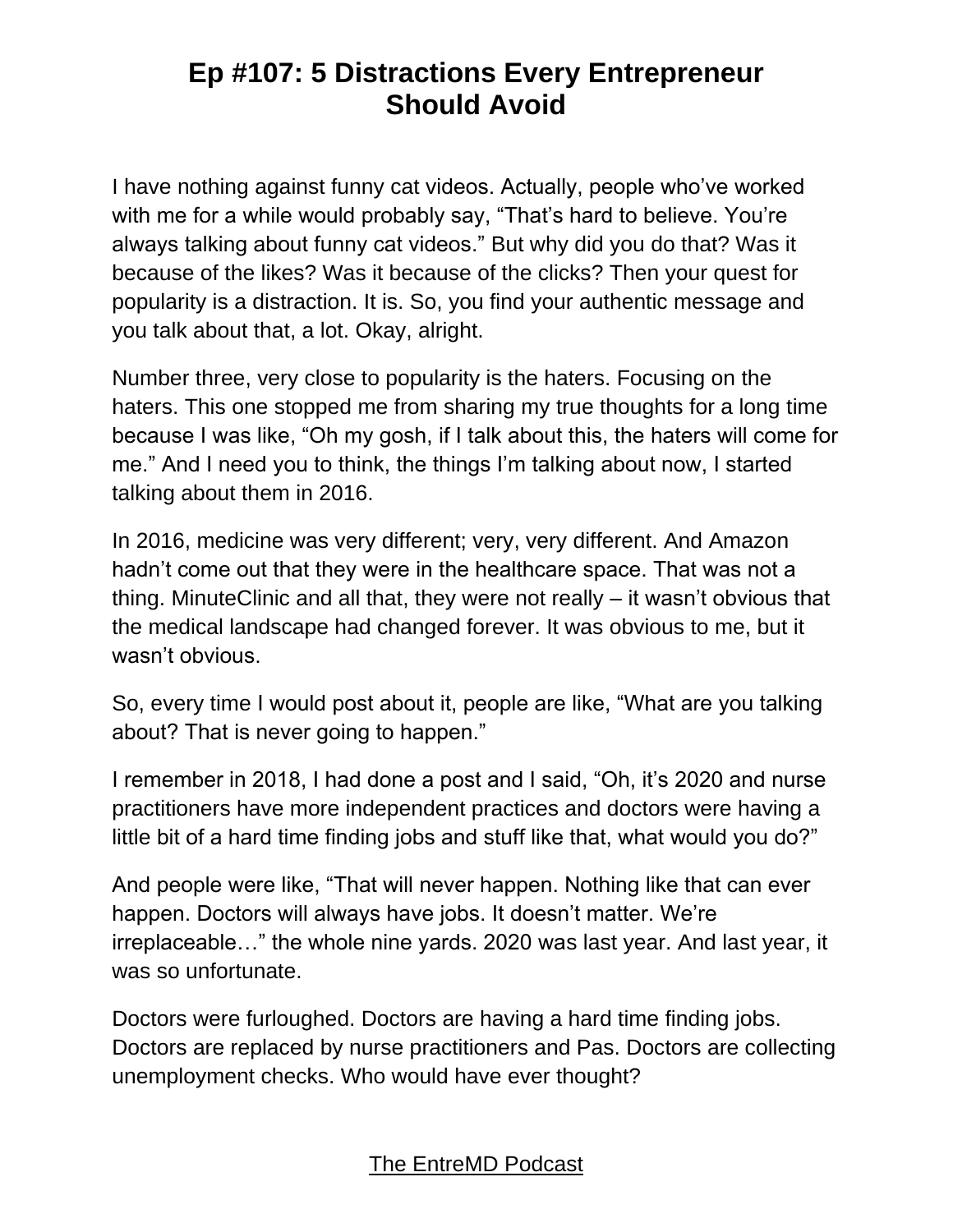I have nothing against funny cat videos. Actually, people who've worked with me for a while would probably say, "That's hard to believe. You're always talking about funny cat videos." But why did you do that? Was it because of the likes? Was it because of the clicks? Then your quest for popularity is a distraction. It is. So, you find your authentic message and you talk about that, a lot. Okay, alright.

Number three, very close to popularity is the haters. Focusing on the haters. This one stopped me from sharing my true thoughts for a long time because I was like, "Oh my gosh, if I talk about this, the haters will come for me." And I need you to think, the things I'm talking about now, I started talking about them in 2016.

In 2016, medicine was very different; very, very different. And Amazon hadn't come out that they were in the healthcare space. That was not a thing. MinuteClinic and all that, they were not really – it wasn't obvious that the medical landscape had changed forever. It was obvious to me, but it wasn't obvious.

So, every time I would post about it, people are like, "What are you talking about? That is never going to happen."

I remember in 2018, I had done a post and I said, "Oh, it's 2020 and nurse practitioners have more independent practices and doctors were having a little bit of a hard time finding jobs and stuff like that, what would you do?"

And people were like, "That will never happen. Nothing like that can ever happen. Doctors will always have jobs. It doesn't matter. We're irreplaceable…" the whole nine yards. 2020 was last year. And last year, it was so unfortunate.

Doctors were furloughed. Doctors are having a hard time finding jobs. Doctors are replaced by nurse practitioners and Pas. Doctors are collecting unemployment checks. Who would have ever thought?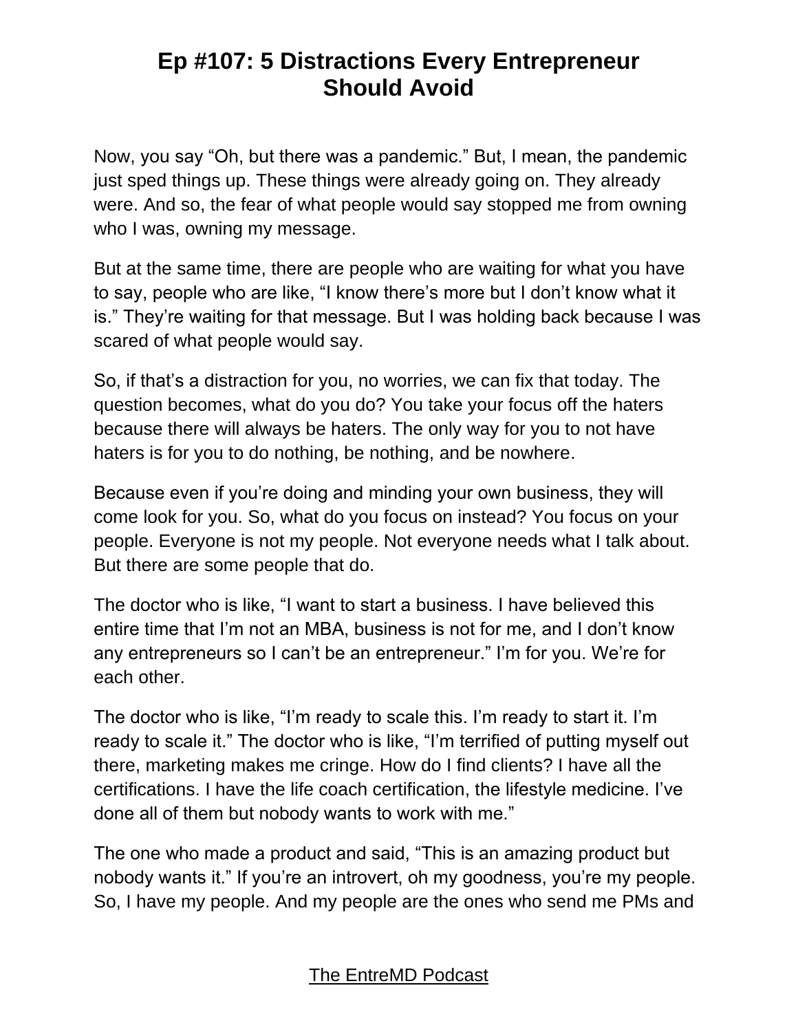Now, you say "Oh, but there was a pandemic." But, I mean, the pandemic just sped things up. These things were already going on. They already were. And so, the fear of what people would say stopped me from owning who I was, owning my message.

But at the same time, there are people who are waiting for what you have to say, people who are like, "I know there's more but I don't know what it is." They're waiting for that message. But I was holding back because I was scared of what people would say.

So, if that's a distraction for you, no worries, we can fix that today. The question becomes, what do you do? You take your focus off the haters because there will always be haters. The only way for you to not have haters is for you to do nothing, be nothing, and be nowhere.

Because even if you're doing and minding your own business, they will come look for you. So, what do you focus on instead? You focus on your people. Everyone is not my people. Not everyone needs what I talk about. But there are some people that do.

The doctor who is like, "I want to start a business. I have believed this entire time that I'm not an MBA, business is not for me, and I don't know any entrepreneurs so I can't be an entrepreneur." I'm for you. We're for each other.

The doctor who is like, "I'm ready to scale this. I'm ready to start it. I'm ready to scale it." The doctor who is like, "I'm terrified of putting myself out there, marketing makes me cringe. How do I find clients? I have all the certifications. I have the life coach certification, the lifestyle medicine. I've done all of them but nobody wants to work with me."

The one who made a product and said, "This is an amazing product but nobody wants it." If you're an introvert, oh my goodness, you're my people. So, I have my people. And my people are the ones who send me PMs and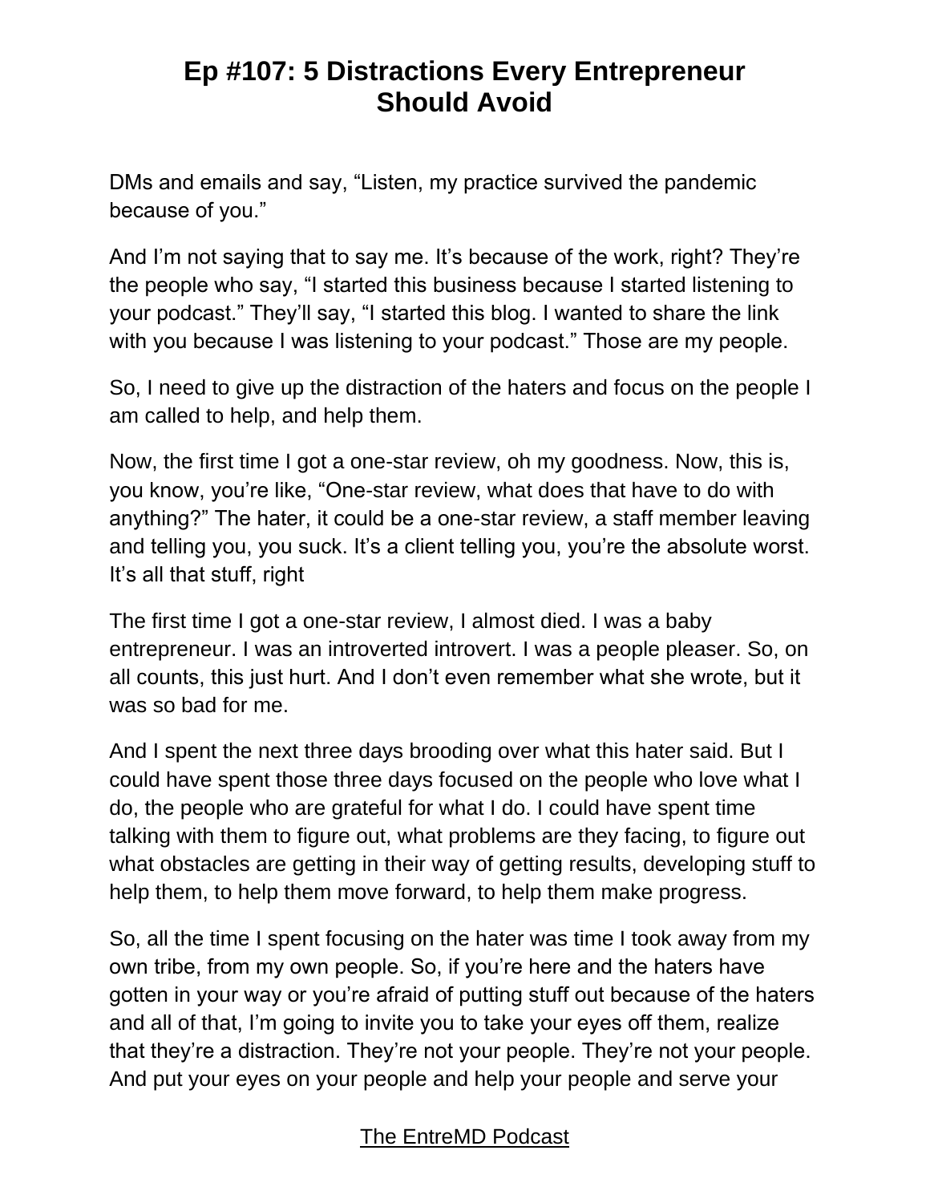DMs and emails and say, "Listen, my practice survived the pandemic because of you."

And I'm not saying that to say me. It's because of the work, right? They're the people who say, "I started this business because I started listening to your podcast." They'll say, "I started this blog. I wanted to share the link with you because I was listening to your podcast." Those are my people.

So, I need to give up the distraction of the haters and focus on the people I am called to help, and help them.

Now, the first time I got a one-star review, oh my goodness. Now, this is, you know, you're like, "One-star review, what does that have to do with anything?" The hater, it could be a one-star review, a staff member leaving and telling you, you suck. It's a client telling you, you're the absolute worst. It's all that stuff, right

The first time I got a one-star review, I almost died. I was a baby entrepreneur. I was an introverted introvert. I was a people pleaser. So, on all counts, this just hurt. And I don't even remember what she wrote, but it was so bad for me.

And I spent the next three days brooding over what this hater said. But I could have spent those three days focused on the people who love what I do, the people who are grateful for what I do. I could have spent time talking with them to figure out, what problems are they facing, to figure out what obstacles are getting in their way of getting results, developing stuff to help them, to help them move forward, to help them make progress.

So, all the time I spent focusing on the hater was time I took away from my own tribe, from my own people. So, if you're here and the haters have gotten in your way or you're afraid of putting stuff out because of the haters and all of that, I'm going to invite you to take your eyes off them, realize that they're a distraction. They're not your people. They're not your people. And put your eyes on your people and help your people and serve your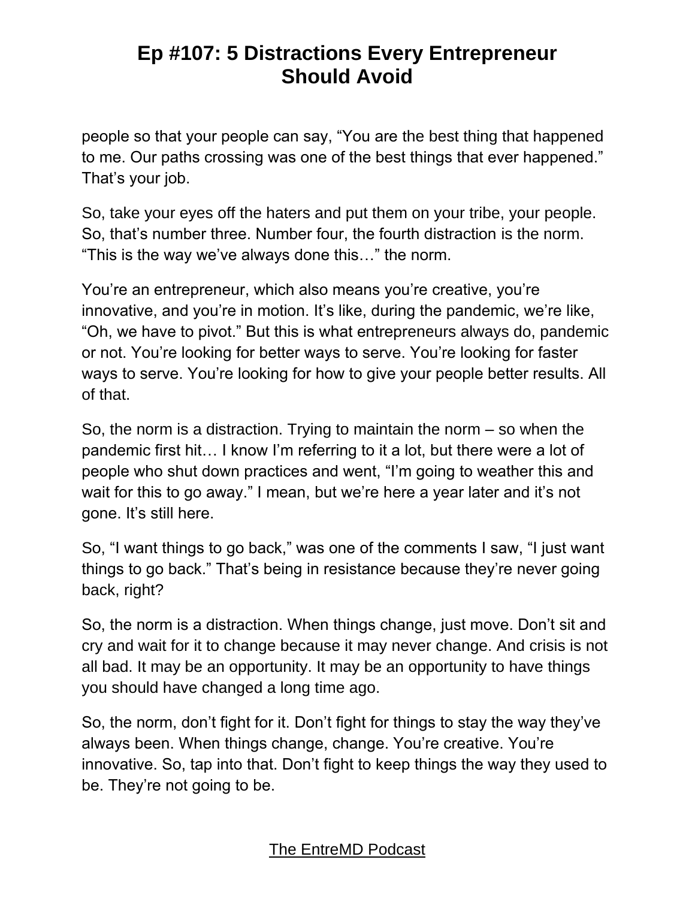people so that your people can say, “You are the best thing that happened to me. Our paths crossing was one of the best things that ever happened.” That’s your job.

So, take your eyes off the haters and put them on your tribe, your people. So, that’s number three. Number four, the fourth distraction is the norm. “This is the way we’ve always done this…” the norm.

You’re an entrepreneur, which also means you’re creative, you’re innovative, and you’re in motion. It’s like, during the pandemic, we’re like, “Oh, we have to pivot.” But this is what entrepreneurs always do, pandemic or not. You’re looking for better ways to serve. You’re looking for faster ways to serve. You’re looking for how to give your people better results. All of that.

So, the norm is a distraction. Trying to maintain the norm – so when the pandemic first hit… I know I’m referring to it a lot, but there were a lot of people who shut down practices and went, “I’m going to weather this and wait for this to go away.” I mean, but we’re here a year later and it’s not gone. It’s still here.

So, “I want things to go back,” was one of the comments I saw, “I just want things to go back.” That’s being in resistance because they’re never going back, right?

So, the norm is a distraction. When things change, just move. Don’t sit and cry and wait for it to change because it may never change. And crisis is not all bad. It may be an opportunity. It may be an opportunity to have things you should have changed a long time ago.

So, the norm, don’t fight for it. Don’t fight for things to stay the way they’ve always been. When things change, change. You’re creative. You’re innovative. So, tap into that. Don’t fight to keep things the way they used to be. They’re not going to be.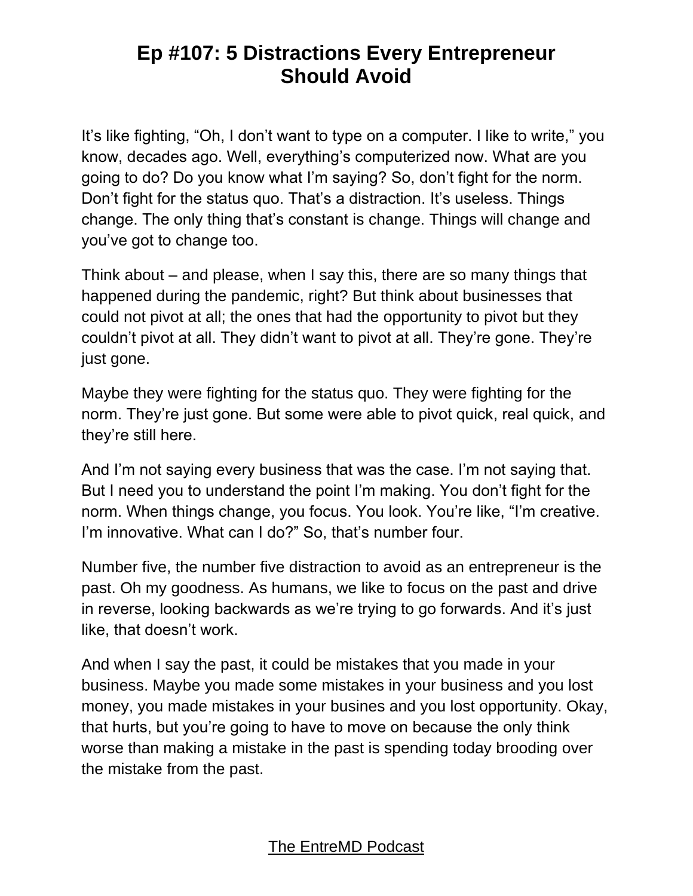It's like fighting, "Oh, I don't want to type on a computer. I like to write," you know, decades ago. Well, everything's computerized now. What are you going to do? Do you know what I'm saying? So, don't fight for the norm. Don't fight for the status quo. That's a distraction. It's useless. Things change. The only thing that's constant is change. Things will change and you've got to change too.

Think about – and please, when I say this, there are so many things that happened during the pandemic, right? But think about businesses that could not pivot at all; the ones that had the opportunity to pivot but they couldn't pivot at all. They didn't want to pivot at all. They're gone. They're just gone.

Maybe they were fighting for the status quo. They were fighting for the norm. They're just gone. But some were able to pivot quick, real quick, and they're still here.

And I'm not saying every business that was the case. I'm not saying that. But I need you to understand the point I'm making. You don't fight for the norm. When things change, you focus. You look. You're like, "I'm creative. I'm innovative. What can I do?" So, that's number four.

Number five, the number five distraction to avoid as an entrepreneur is the past. Oh my goodness. As humans, we like to focus on the past and drive in reverse, looking backwards as we're trying to go forwards. And it's just like, that doesn't work.

And when I say the past, it could be mistakes that you made in your business. Maybe you made some mistakes in your business and you lost money, you made mistakes in your busines and you lost opportunity. Okay, that hurts, but you're going to have to move on because the only think worse than making a mistake in the past is spending today brooding over the mistake from the past.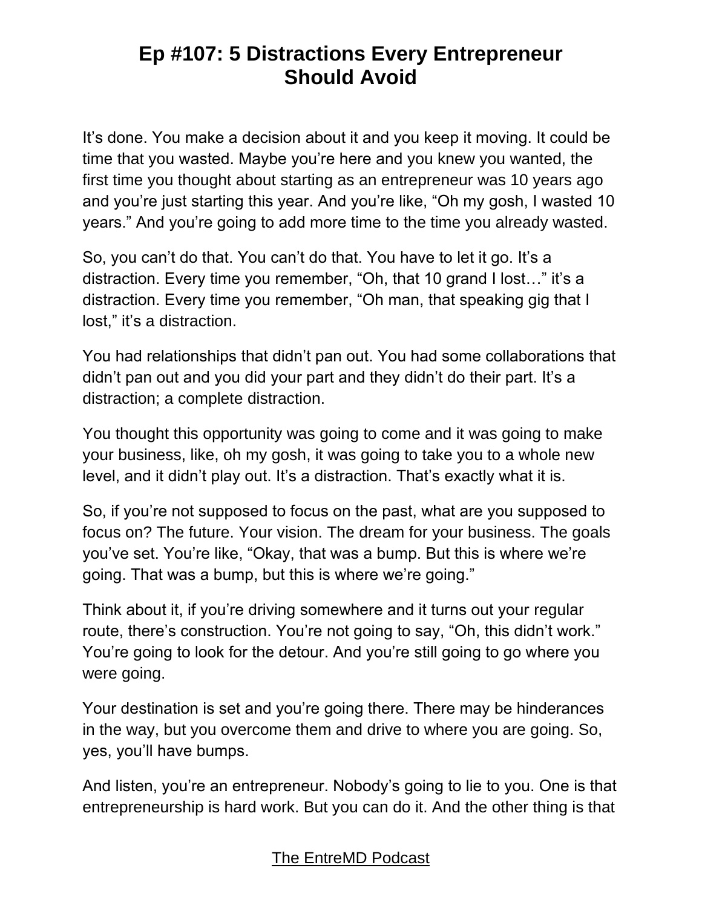It's done. You make a decision about it and you keep it moving. It could be time that you wasted. Maybe you're here and you knew you wanted, the first time you thought about starting as an entrepreneur was 10 years ago and you're just starting this year. And you're like, "Oh my gosh, I wasted 10 years." And you're going to add more time to the time you already wasted.

So, you can't do that. You can't do that. You have to let it go. It's a distraction. Every time you remember, "Oh, that 10 grand I lost…" it's a distraction. Every time you remember, "Oh man, that speaking gig that I lost," it's a distraction.

You had relationships that didn't pan out. You had some collaborations that didn't pan out and you did your part and they didn't do their part. It's a distraction; a complete distraction.

You thought this opportunity was going to come and it was going to make your business, like, oh my gosh, it was going to take you to a whole new level, and it didn't play out. It's a distraction. That's exactly what it is.

So, if you're not supposed to focus on the past, what are you supposed to focus on? The future. Your vision. The dream for your business. The goals you've set. You're like, "Okay, that was a bump. But this is where we're going. That was a bump, but this is where we're going."

Think about it, if you're driving somewhere and it turns out your regular route, there's construction. You're not going to say, "Oh, this didn't work." You're going to look for the detour. And you're still going to go where you were going.

Your destination is set and you're going there. There may be hinderances in the way, but you overcome them and drive to where you are going. So, yes, you'll have bumps.

And listen, you're an entrepreneur. Nobody's going to lie to you. One is that entrepreneurship is hard work. But you can do it. And the other thing is that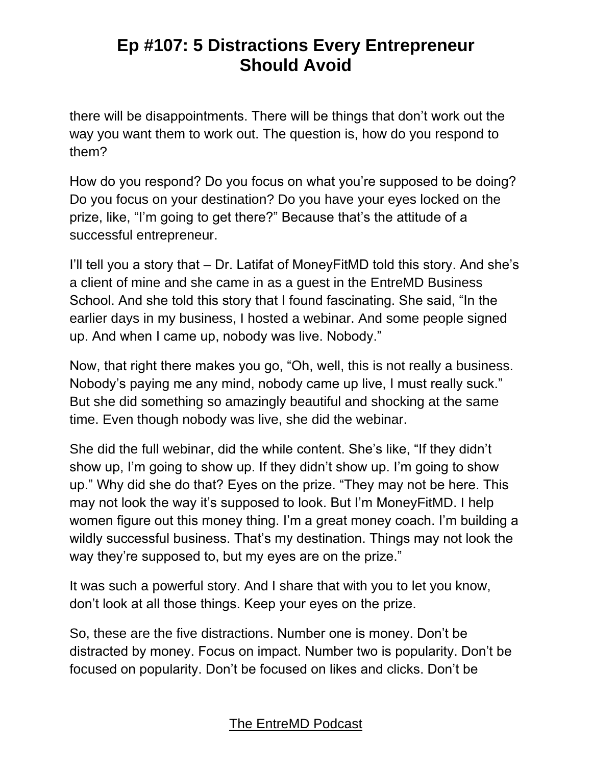there will be disappointments. There will be things that don't work out the way you want them to work out. The question is, how do you respond to them?

How do you respond? Do you focus on what you're supposed to be doing? Do you focus on your destination? Do you have your eyes locked on the prize, like, "I'm going to get there?" Because that's the attitude of a successful entrepreneur.

I'll tell you a story that – Dr. Latifat of MoneyFitMD told this story. And she's a client of mine and she came in as a guest in the EntreMD Business School. And she told this story that I found fascinating. She said, "In the earlier days in my business, I hosted a webinar. And some people signed up. And when I came up, nobody was live. Nobody."

Now, that right there makes you go, "Oh, well, this is not really a business. Nobody's paying me any mind, nobody came up live, I must really suck." But she did something so amazingly beautiful and shocking at the same time. Even though nobody was live, she did the webinar.

She did the full webinar, did the while content. She's like, "If they didn't show up, I'm going to show up. If they didn't show up. I'm going to show up." Why did she do that? Eyes on the prize. "They may not be here. This may not look the way it's supposed to look. But I'm MoneyFitMD. I help women figure out this money thing. I'm a great money coach. I'm building a wildly successful business. That's my destination. Things may not look the way they're supposed to, but my eyes are on the prize."

It was such a powerful story. And I share that with you to let you know, don't look at all those things. Keep your eyes on the prize.

So, these are the five distractions. Number one is money. Don't be distracted by money. Focus on impact. Number two is popularity. Don't be focused on popularity. Don't be focused on likes and clicks. Don't be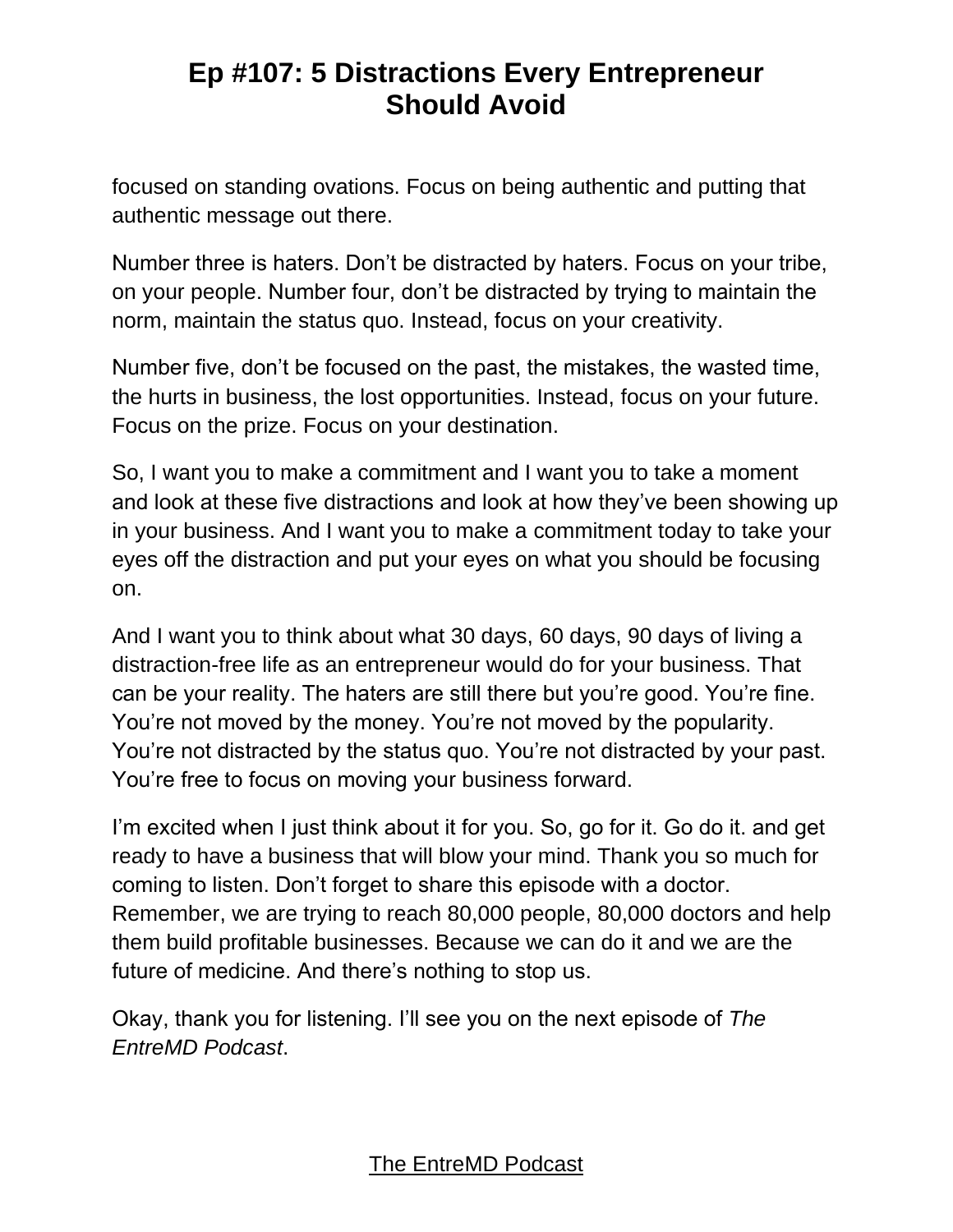focused on standing ovations. Focus on being authentic and putting that authentic message out there.

Number three is haters. Don't be distracted by haters. Focus on your tribe, on your people. Number four, don't be distracted by trying to maintain the norm, maintain the status quo. Instead, focus on your creativity.

Number five, don't be focused on the past, the mistakes, the wasted time, the hurts in business, the lost opportunities. Instead, focus on your future. Focus on the prize. Focus on your destination.

So, I want you to make a commitment and I want you to take a moment and look at these five distractions and look at how they've been showing up in your business. And I want you to make a commitment today to take your eyes off the distraction and put your eyes on what you should be focusing on.

And I want you to think about what 30 days, 60 days, 90 days of living a distraction-free life as an entrepreneur would do for your business. That can be your reality. The haters are still there but you're good. You're fine. You're not moved by the money. You're not moved by the popularity. You're not distracted by the status quo. You're not distracted by your past. You're free to focus on moving your business forward.

I'm excited when I just think about it for you. So, go for it. Go do it. and get ready to have a business that will blow your mind. Thank you so much for coming to listen. Don't forget to share this episode with a doctor. Remember, we are trying to reach 80,000 people, 80,000 doctors and help them build profitable businesses. Because we can do it and we are the future of medicine. And there's nothing to stop us.

Okay, thank you for listening. I'll see you on the next episode of *The EntreMD Podcast*.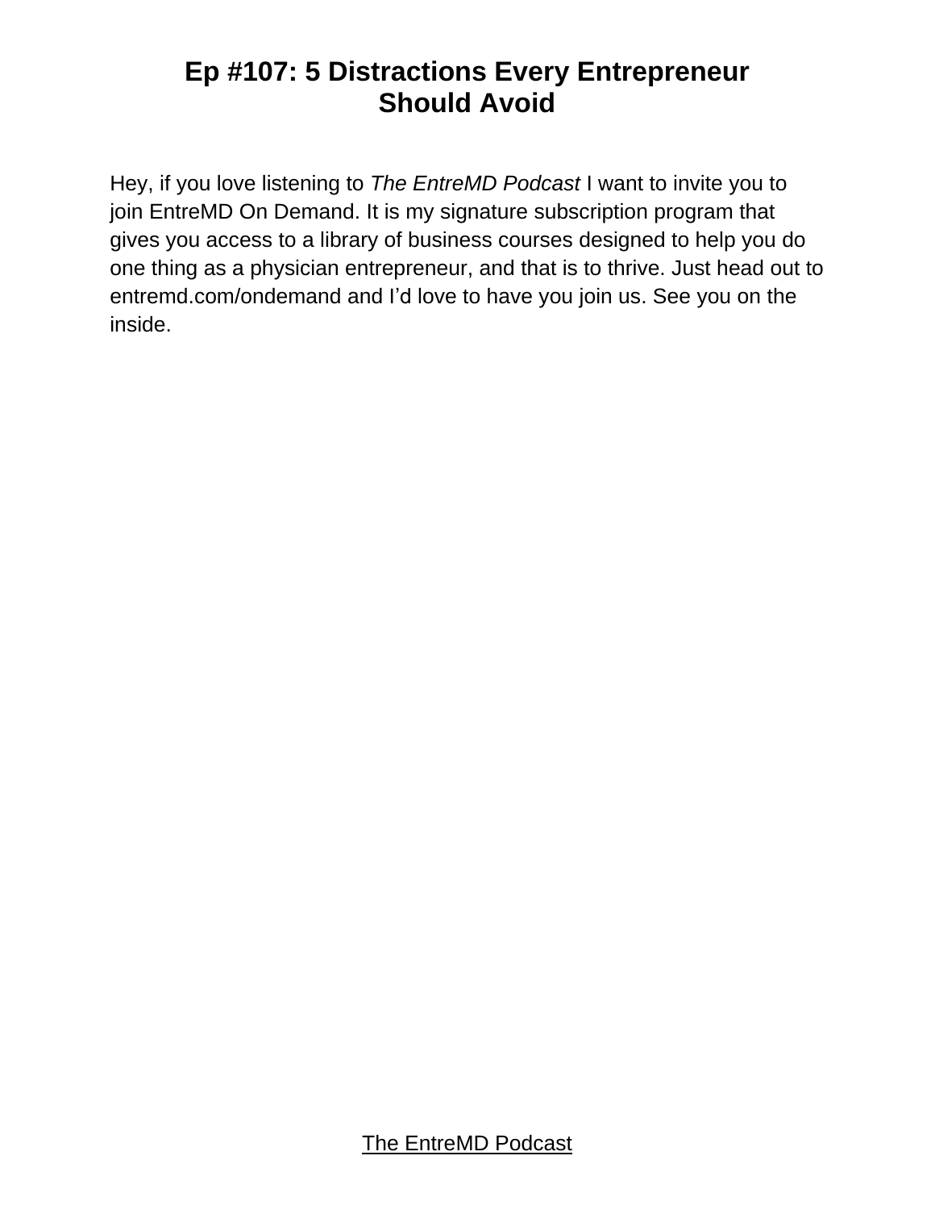# Ep #107: 5 Distractions Every Entrepreneur Should Avoid

Hey, if you love listening to *The EntreMD Podcast* I want to invite you to join EntreMD On Demand. It is my signature subscription program that gives you access to a library of business courses designed to help you do one thing as a physician entrepreneur, and that is to thrive. Just head out to entremd.com/ondemand and I'd love to have you join us. See you on the inside.